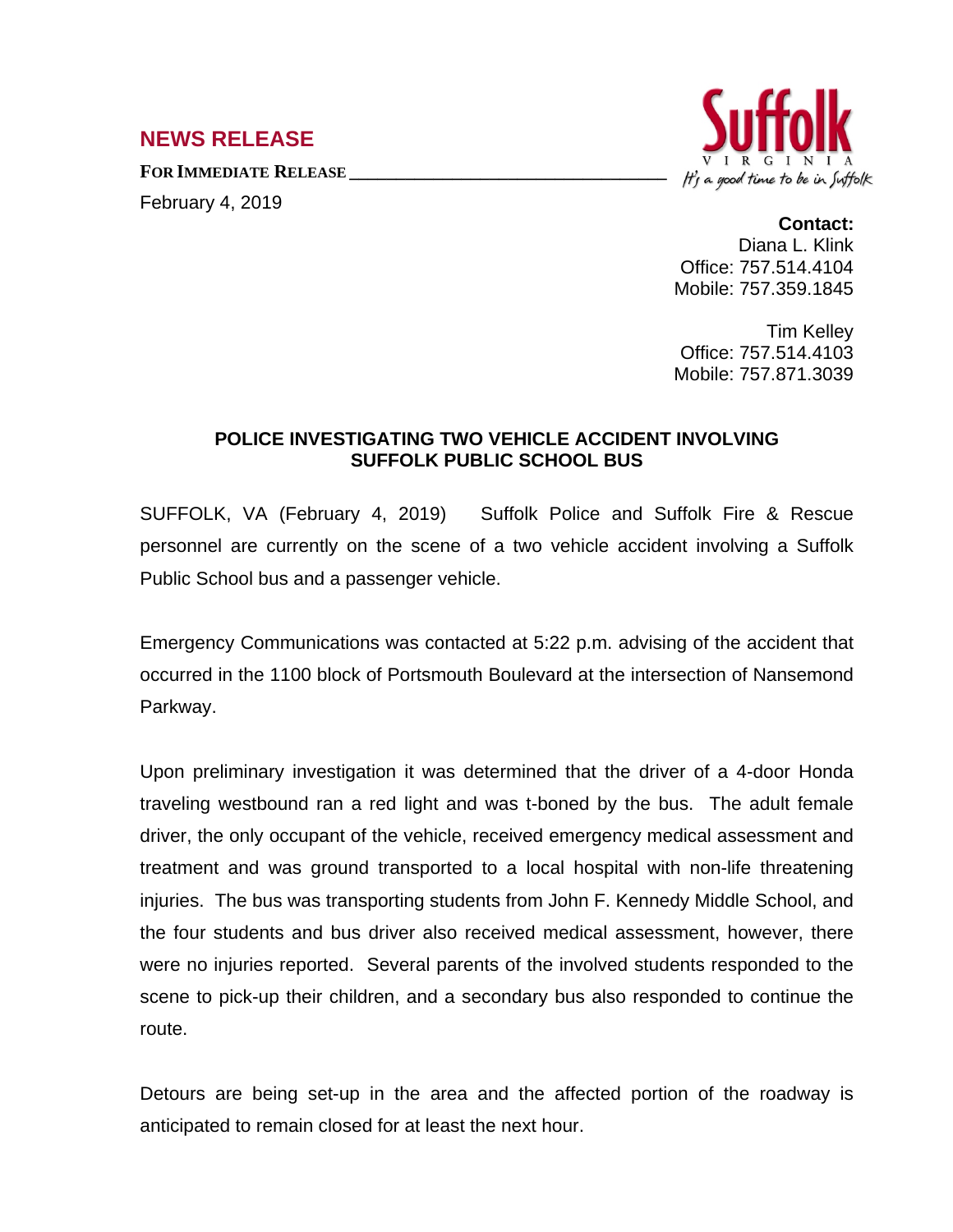## NEWS RELEASE

**FOR IMMEDIATE RELEASE**

February 4, 2019

Suffolk VIRGINIA *It's a good time to be in Suffolk*

**Contact:**
Diana L. Klink
Office: 757.514.4104
Mobile: 757.359.1845

Tim Kelley
Office: 757.514.4103
Mobile: 757.871.3039

**POLICE INVESTIGATING TWO VEHICLE ACCIDENT INVOLVING SUFFOLK PUBLIC SCHOOL BUS**

SUFFOLK, VA (February 4, 2019) Suffolk Police and Suffolk Fire & Rescue personnel are currently on the scene of a two vehicle accident involving a Suffolk Public School bus and a passenger vehicle.

Emergency Communications was contacted at 5:22 p.m. advising of the accident that occurred in the 1100 block of Portsmouth Boulevard at the intersection of Nansemond Parkway.

Upon preliminary investigation it was determined that the driver of a 4-door Honda traveling westbound ran a red light and was t-boned by the bus. The adult female driver, the only occupant of the vehicle, received emergency medical assessment and treatment and was ground transported to a local hospital with non-life threatening injuries. The bus was transporting students from John F. Kennedy Middle School, and the four students and bus driver also received medical assessment, however, there were no injuries reported. Several parents of the involved students responded to the scene to pick-up their children, and a secondary bus also responded to continue the route.

Detours are being set-up in the area and the affected portion of the roadway is anticipated to remain closed for at least the next hour.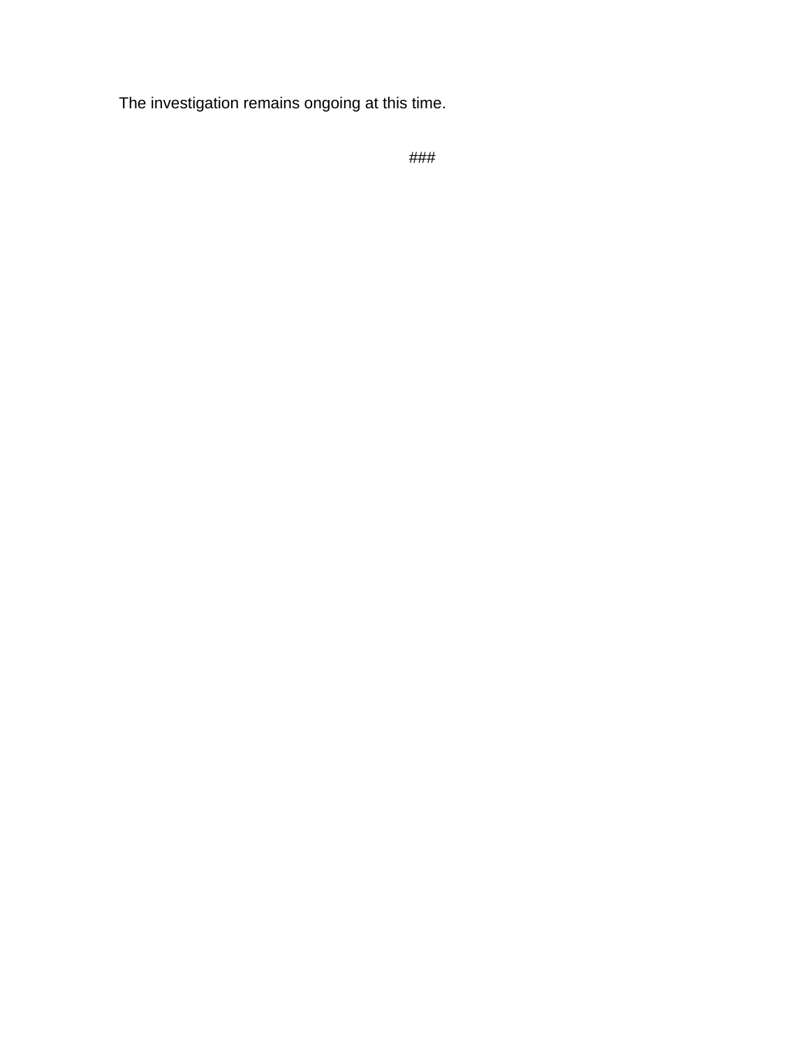The investigation remains ongoing at this time.

###